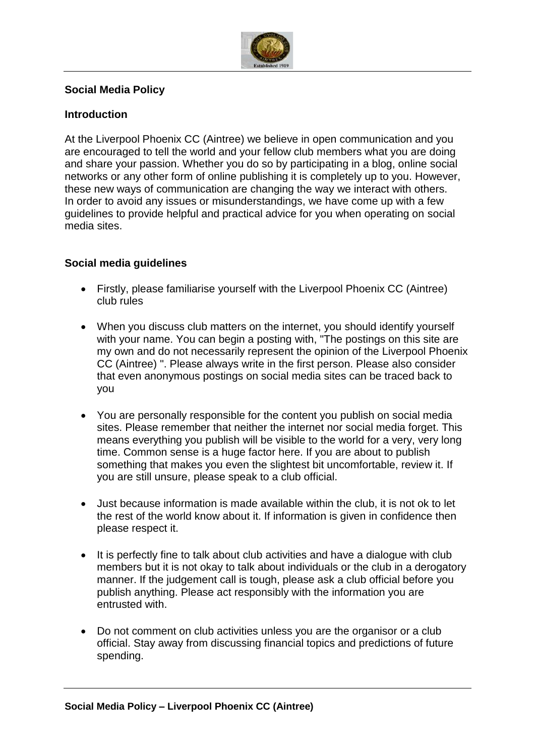## Social Media Policy

### Introduction

At the Liverpool Phoenix CC (Aintree) we believe in open communication and you are encouraged to tell the world and your fellow club members what you are doing and share your passion. Whether you do so by participating in a blog, online social networks or any other form of online publishing it is completely up to you. However, these new ways of communication are changing the way we interact with others. In order to avoid any issues or misunderstandings, we have come up with a few guidelines to provide helpful and practical advice for you when operating on social media sites.

### Social media guidelines

- Firstly, please familiarise yourself with the Liverpool Phoenix CC (Aintree) club rules
- When you discuss club matters on the internet, you should identify yourself with your name. You can begin a posting with, "The postings on this site are my own and do not necessarily represent the opinion of the Liverpool Phoenix CC (Aintree) ". Please always write in the first person. Please also consider that even anonymous postings on social media sites can be traced back to you
- You are personally responsible for the content you publish on social media sites. Please remember that neither the internet nor social media forget. This means everything you publish will be visible to the world for a very, very long time. Common sense is a huge factor here. If you are about to publish something that makes you even the slightest bit uncomfortable, review it. If you are still unsure, please speak to a club official.
- Just because information is made available within the club, it is not ok to let the rest of the world know about it. If information is given in confidence then please respect it.
- It is perfectly fine to talk about club activities and have a dialogue with club members but it is not okay to talk about individuals or the club in a derogatory manner. If the judgement call is tough, please ask a club official before you publish anything. Please act responsibly with the information you are entrusted with.
- Do not comment on club activities unless you are the organisor or a club official. Stay away from discussing financial topics and predictions of future spending.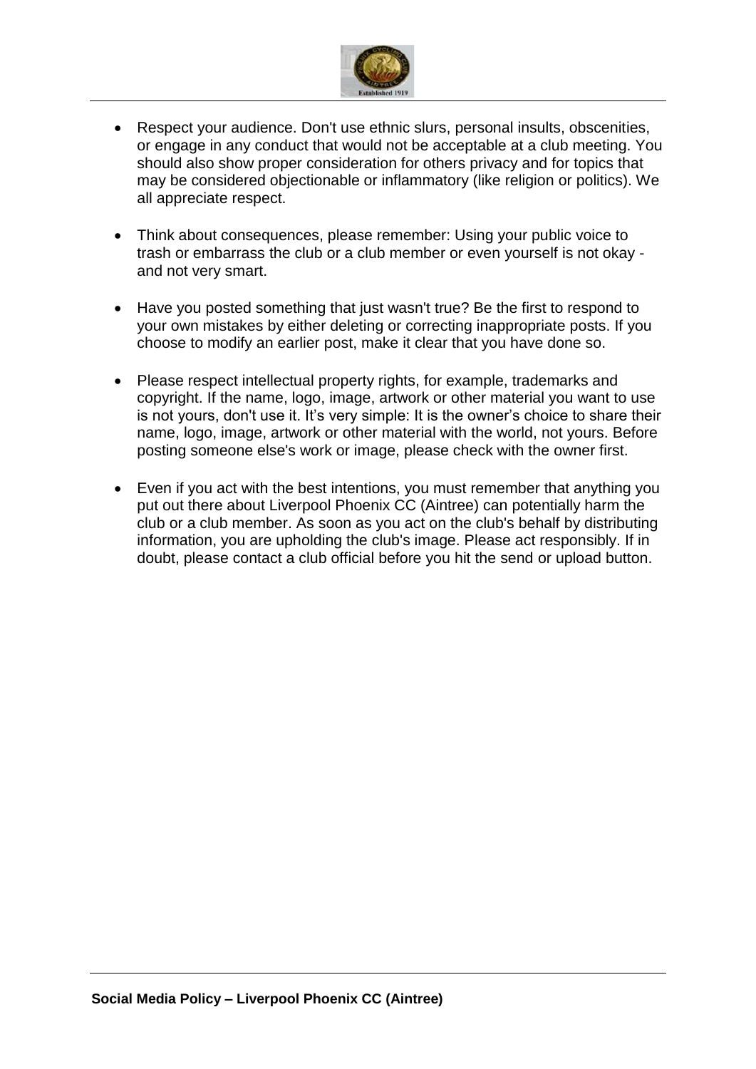- Respect your audience. Don't use ethnic slurs, personal insults, obscenities, or engage in any conduct that would not be acceptable at a club meeting. You should also show proper consideration for others privacy and for topics that may be considered objectionable or inflammatory (like religion or politics). We all appreciate respect.

- Think about consequences, please remember: Using your public voice to trash or embarrass the club or a club member or even yourself is not okay - and not very smart.

- Have you posted something that just wasn't true? Be the first to respond to your own mistakes by either deleting or correcting inappropriate posts. If you choose to modify an earlier post, make it clear that you have done so.

- Please respect intellectual property rights, for example, trademarks and copyright. If the name, logo, image, artwork or other material you want to use is not yours, don't use it. It's very simple: It is the owner's choice to share their name, logo, image, artwork or other material with the world, not yours. Before posting someone else's work or image, please check with the owner first.

- Even if you act with the best intentions, you must remember that anything you put out there about Liverpool Phoenix CC (Aintree) can potentially harm the club or a club member. As soon as you act on the club's behalf by distributing information, you are upholding the club's image. Please act responsibly. If in doubt, please contact a club official before you hit the send or upload button.